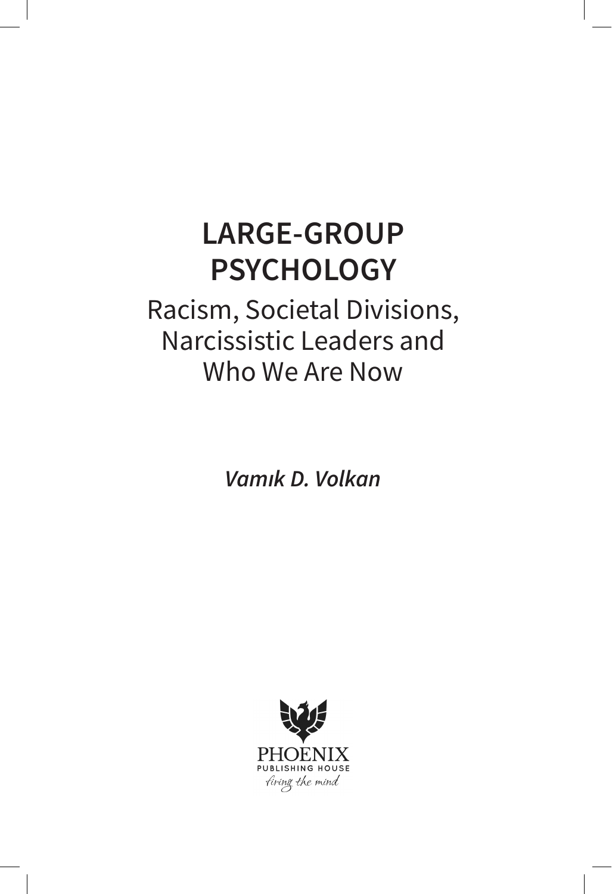# LARGE-GROUP PSYCHOLOGY

## Racism, Societal Divisions, Narcissistic Leaders and Who We Are Now

***Vamık D. Volkan***

PHOENIX
PUBLISHING HOUSE
*firing the mind*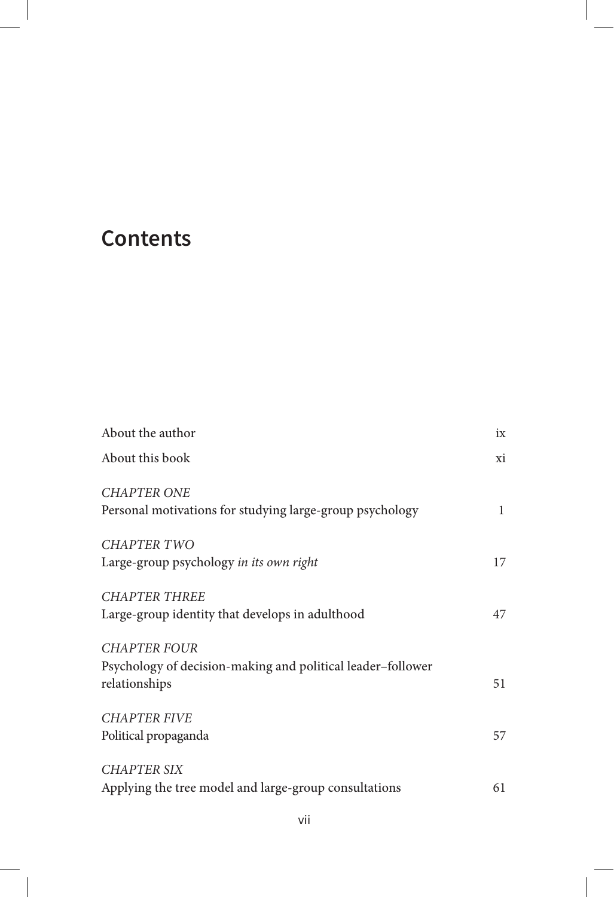# Contents

| | |
|---|---|
| About the author | ix |
| About this book | xi |
| *CHAPTER ONE*<br>Personal motivations for studying large-group psychology | 1 |
| *CHAPTER TWO*<br>Large-group psychology *in its own right* | 17 |
| *CHAPTER THREE*<br>Large-group identity that develops in adulthood | 47 |
| *CHAPTER FOUR*<br>Psychology of decision-making and political leader–follower relationships | 51 |
| *CHAPTER FIVE*<br>Political propaganda | 57 |
| *CHAPTER SIX*<br>Applying the tree model and large-group consultations | 61 |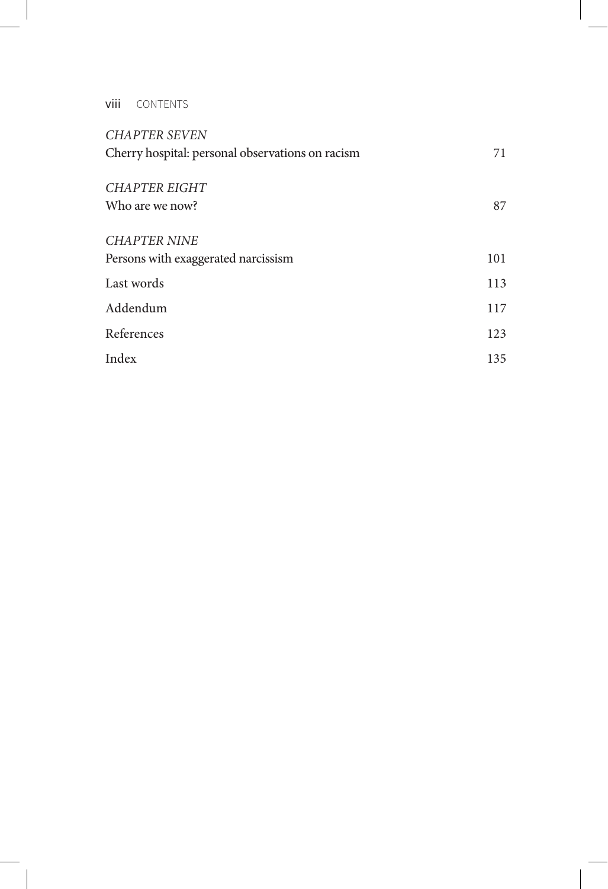*CHAPTER SEVEN*
Cherry hospital: personal observations on racism 71

*CHAPTER EIGHT*
Who are we now? 87

*CHAPTER NINE*
Persons with exaggerated narcissism 101

Last words 113

Addendum 117

References 123

Index 135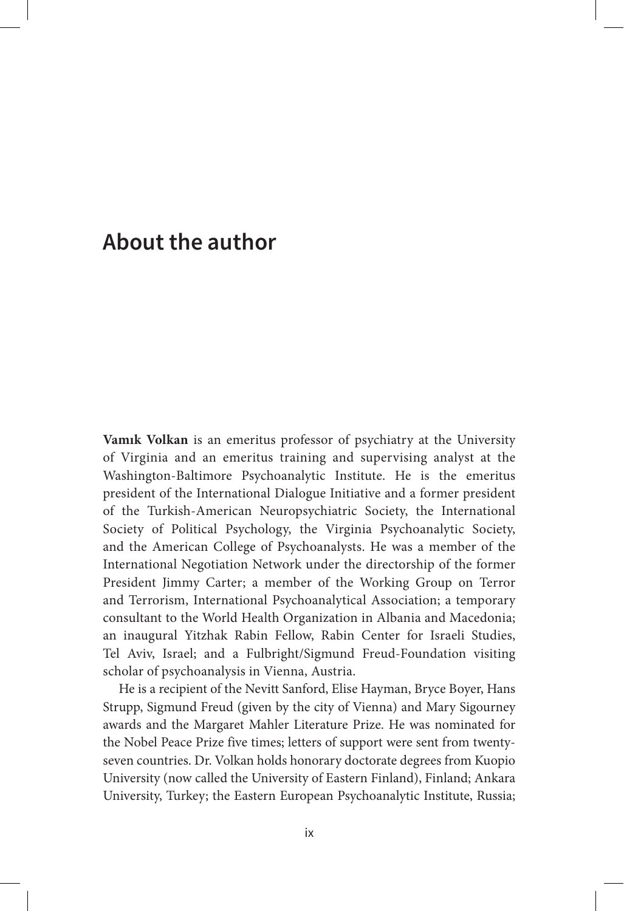# About the author

**Vamık Volkan** is an emeritus professor of psychiatry at the University of Virginia and an emeritus training and supervising analyst at the Washington-Baltimore Psychoanalytic Institute. He is the emeritus president of the International Dialogue Initiative and a former president of the Turkish-American Neuropsychiatric Society, the International Society of Political Psychology, the Virginia Psychoanalytic Society, and the American College of Psychoanalysts. He was a member of the International Negotiation Network under the directorship of the former President Jimmy Carter; a member of the Working Group on Terror and Terrorism, International Psychoanalytical Association; a temporary consultant to the World Health Organization in Albania and Macedonia; an inaugural Yitzhak Rabin Fellow, Rabin Center for Israeli Studies, Tel Aviv, Israel; and a Fulbright/Sigmund Freud-Foundation visiting scholar of psychoanalysis in Vienna, Austria.

He is a recipient of the Nevitt Sanford, Elise Hayman, Bryce Boyer, Hans Strupp, Sigmund Freud (given by the city of Vienna) and Mary Sigourney awards and the Margaret Mahler Literature Prize. He was nominated for the Nobel Peace Prize five times; letters of support were sent from twenty-seven countries. Dr. Volkan holds honorary doctorate degrees from Kuopio University (now called the University of Eastern Finland), Finland; Ankara University, Turkey; the Eastern European Psychoanalytic Institute, Russia;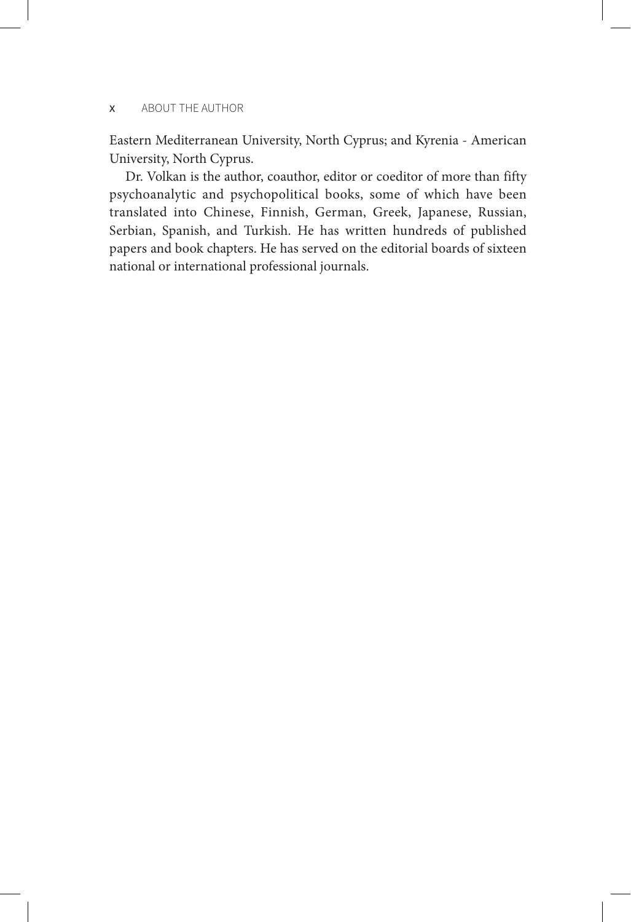Eastern Mediterranean University, North Cyprus; and Kyrenia - American University, North Cyprus.

Dr. Volkan is the author, coauthor, editor or coeditor of more than fifty psychoanalytic and psychopolitical books, some of which have been translated into Chinese, Finnish, German, Greek, Japanese, Russian, Serbian, Spanish, and Turkish. He has written hundreds of published papers and book chapters. He has served on the editorial boards of sixteen national or international professional journals.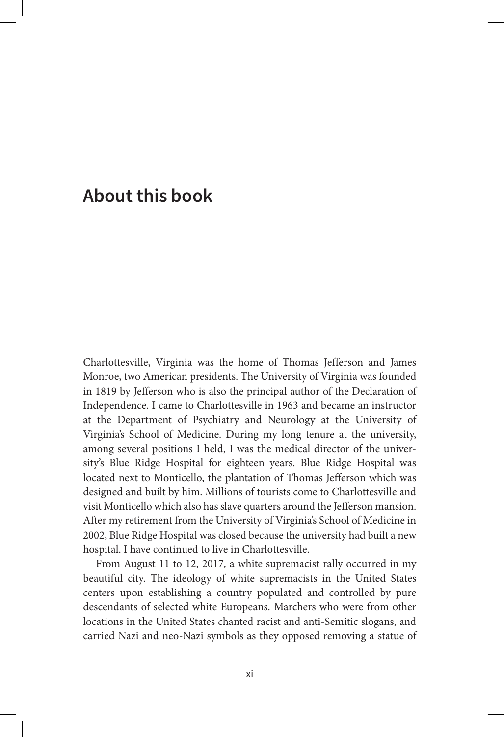# About this book

Charlottesville, Virginia was the home of Thomas Jefferson and James Monroe, two American presidents. The University of Virginia was founded in 1819 by Jefferson who is also the principal author of the Declaration of Independence. I came to Charlottesville in 1963 and became an instructor at the Department of Psychiatry and Neurology at the University of Virginia's School of Medicine. During my long tenure at the university, among several positions I held, I was the medical director of the university's Blue Ridge Hospital for eighteen years. Blue Ridge Hospital was located next to Monticello, the plantation of Thomas Jefferson which was designed and built by him. Millions of tourists come to Charlottesville and visit Monticello which also has slave quarters around the Jefferson mansion. After my retirement from the University of Virginia's School of Medicine in 2002, Blue Ridge Hospital was closed because the university had built a new hospital. I have continued to live in Charlottesville.

From August 11 to 12, 2017, a white supremacist rally occurred in my beautiful city. The ideology of white supremacists in the United States centers upon establishing a country populated and controlled by pure descendants of selected white Europeans. Marchers who were from other locations in the United States chanted racist and anti-Semitic slogans, and carried Nazi and neo-Nazi symbols as they opposed removing a statue of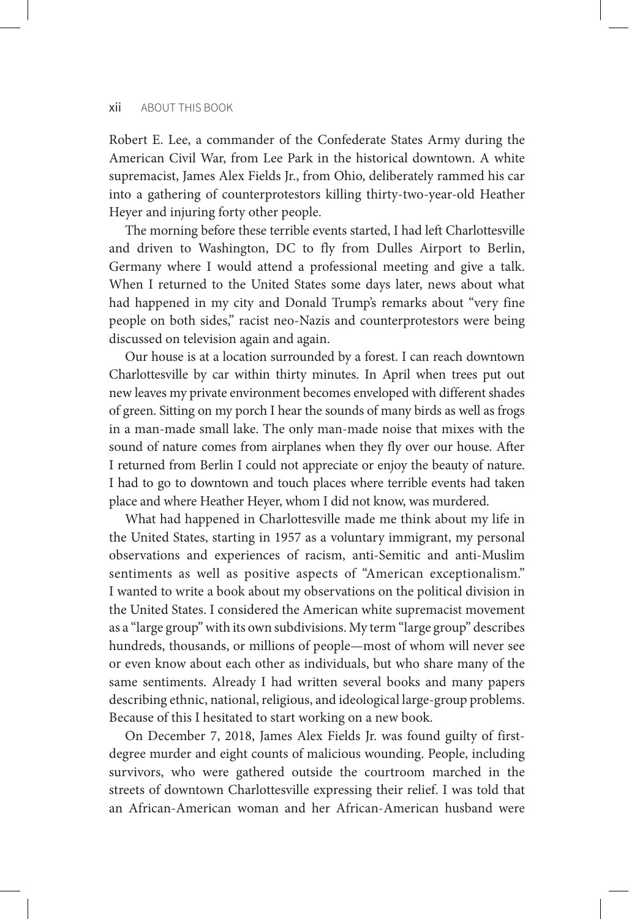Robert E. Lee, a commander of the Confederate States Army during the American Civil War, from Lee Park in the historical downtown. A white supremacist, James Alex Fields Jr., from Ohio, deliberately rammed his car into a gathering of counterprotestors killing thirty-two-year-old Heather Heyer and injuring forty other people.

The morning before these terrible events started, I had left Charlottesville and driven to Washington, DC to fly from Dulles Airport to Berlin, Germany where I would attend a professional meeting and give a talk. When I returned to the United States some days later, news about what had happened in my city and Donald Trump's remarks about "very fine people on both sides," racist neo-Nazis and counterprotestors were being discussed on television again and again.

Our house is at a location surrounded by a forest. I can reach downtown Charlottesville by car within thirty minutes. In April when trees put out new leaves my private environment becomes enveloped with different shades of green. Sitting on my porch I hear the sounds of many birds as well as frogs in a man-made small lake. The only man-made noise that mixes with the sound of nature comes from airplanes when they fly over our house. After I returned from Berlin I could not appreciate or enjoy the beauty of nature. I had to go to downtown and touch places where terrible events had taken place and where Heather Heyer, whom I did not know, was murdered.

What had happened in Charlottesville made me think about my life in the United States, starting in 1957 as a voluntary immigrant, my personal observations and experiences of racism, anti-Semitic and anti-Muslim sentiments as well as positive aspects of "American exceptionalism." I wanted to write a book about my observations on the political division in the United States. I considered the American white supremacist movement as a "large group" with its own subdivisions. My term "large group" describes hundreds, thousands, or millions of people—most of whom will never see or even know about each other as individuals, but who share many of the same sentiments. Already I had written several books and many papers describing ethnic, national, religious, and ideological large-group problems. Because of this I hesitated to start working on a new book.

On December 7, 2018, James Alex Fields Jr. was found guilty of first-degree murder and eight counts of malicious wounding. People, including survivors, who were gathered outside the courtroom marched in the streets of downtown Charlottesville expressing their relief. I was told that an African-American woman and her African-American husband were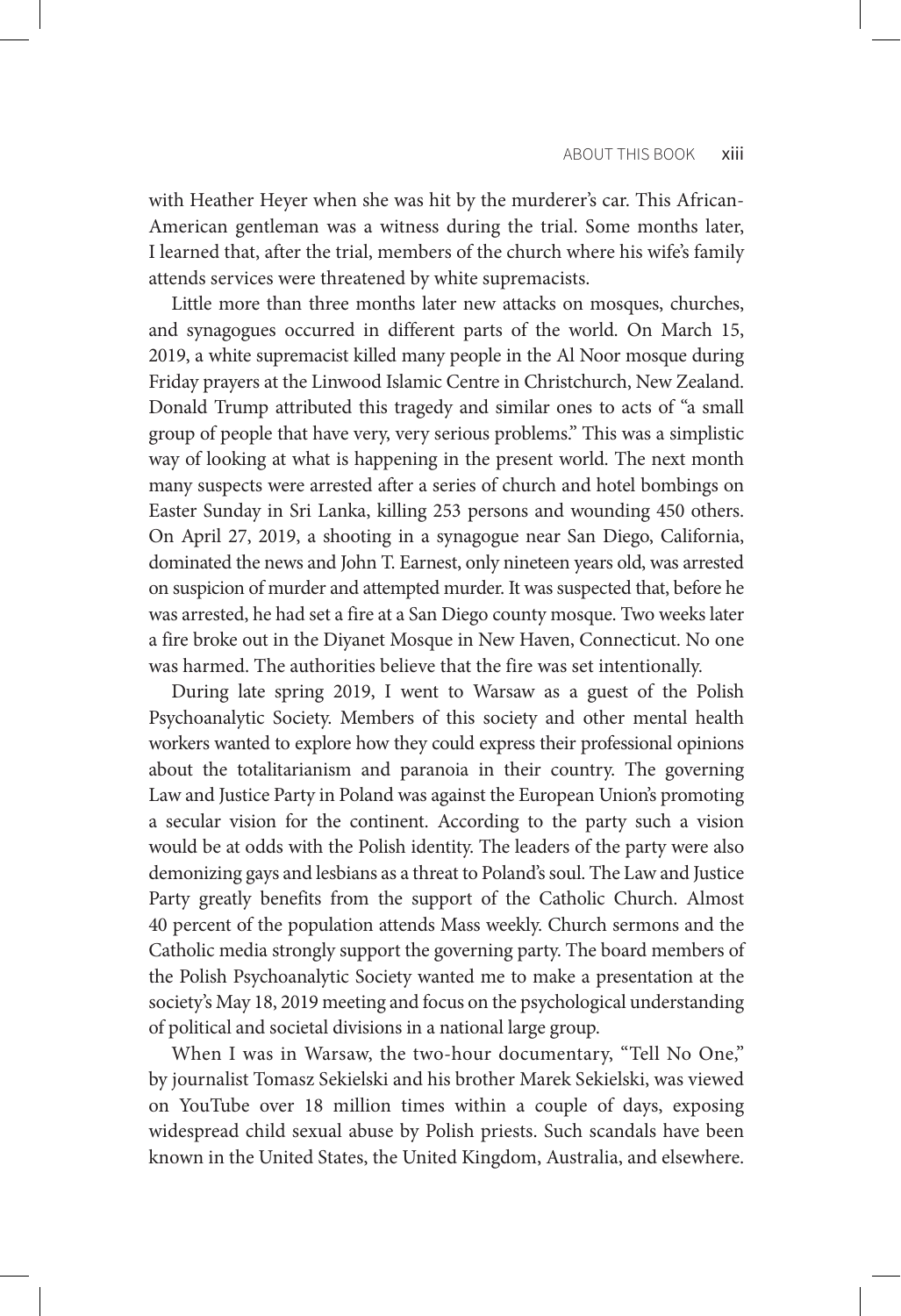with Heather Heyer when she was hit by the murderer's car. This African-American gentleman was a witness during the trial. Some months later, I learned that, after the trial, members of the church where his wife's family attends services were threatened by white supremacists.

Little more than three months later new attacks on mosques, churches, and synagogues occurred in different parts of the world. On March 15, 2019, a white supremacist killed many people in the Al Noor mosque during Friday prayers at the Linwood Islamic Centre in Christchurch, New Zealand. Donald Trump attributed this tragedy and similar ones to acts of "a small group of people that have very, very serious problems." This was a simplistic way of looking at what is happening in the present world. The next month many suspects were arrested after a series of church and hotel bombings on Easter Sunday in Sri Lanka, killing 253 persons and wounding 450 others. On April 27, 2019, a shooting in a synagogue near San Diego, California, dominated the news and John T. Earnest, only nineteen years old, was arrested on suspicion of murder and attempted murder. It was suspected that, before he was arrested, he had set a fire at a San Diego county mosque. Two weeks later a fire broke out in the Diyanet Mosque in New Haven, Connecticut. No one was harmed. The authorities believe that the fire was set intentionally.

During late spring 2019, I went to Warsaw as a guest of the Polish Psychoanalytic Society. Members of this society and other mental health workers wanted to explore how they could express their professional opinions about the totalitarianism and paranoia in their country. The governing Law and Justice Party in Poland was against the European Union's promoting a secular vision for the continent. According to the party such a vision would be at odds with the Polish identity. The leaders of the party were also demonizing gays and lesbians as a threat to Poland's soul. The Law and Justice Party greatly benefits from the support of the Catholic Church. Almost 40 percent of the population attends Mass weekly. Church sermons and the Catholic media strongly support the governing party. The board members of the Polish Psychoanalytic Society wanted me to make a presentation at the society's May 18, 2019 meeting and focus on the psychological understanding of political and societal divisions in a national large group.

When I was in Warsaw, the two-hour documentary, "Tell No One," by journalist Tomasz Sekielski and his brother Marek Sekielski, was viewed on YouTube over 18 million times within a couple of days, exposing widespread child sexual abuse by Polish priests. Such scandals have been known in the United States, the United Kingdom, Australia, and elsewhere.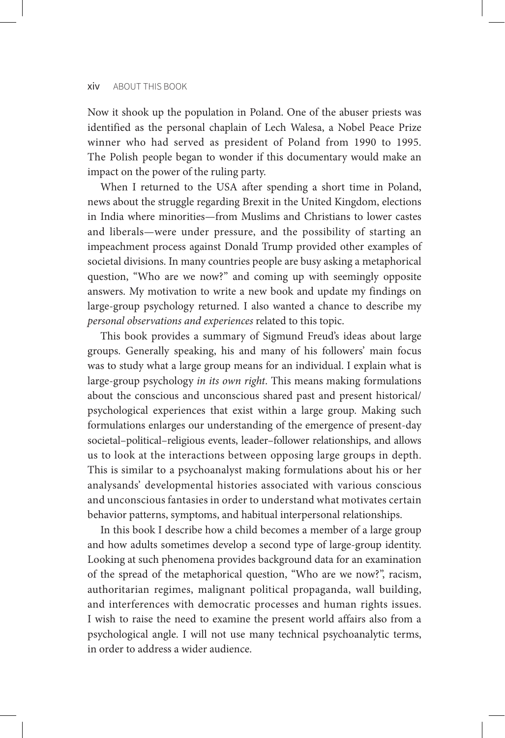Now it shook up the population in Poland. One of the abuser priests was identified as the personal chaplain of Lech Walesa, a Nobel Peace Prize winner who had served as president of Poland from 1990 to 1995. The Polish people began to wonder if this documentary would make an impact on the power of the ruling party.

When I returned to the USA after spending a short time in Poland, news about the struggle regarding Brexit in the United Kingdom, elections in India where minorities—from Muslims and Christians to lower castes and liberals—were under pressure, and the possibility of starting an impeachment process against Donald Trump provided other examples of societal divisions. In many countries people are busy asking a metaphorical question, "Who are we now?" and coming up with seemingly opposite answers. My motivation to write a new book and update my findings on large-group psychology returned. I also wanted a chance to describe my *personal observations and experiences* related to this topic.

This book provides a summary of Sigmund Freud's ideas about large groups. Generally speaking, his and many of his followers' main focus was to study what a large group means for an individual. I explain what is large-group psychology *in its own right*. This means making formulations about the conscious and unconscious shared past and present historical/psychological experiences that exist within a large group. Making such formulations enlarges our understanding of the emergence of present-day societal–political–religious events, leader–follower relationships, and allows us to look at the interactions between opposing large groups in depth. This is similar to a psychoanalyst making formulations about his or her analysands' developmental histories associated with various conscious and unconscious fantasies in order to understand what motivates certain behavior patterns, symptoms, and habitual interpersonal relationships.

In this book I describe how a child becomes a member of a large group and how adults sometimes develop a second type of large-group identity. Looking at such phenomena provides background data for an examination of the spread of the metaphorical question, "Who are we now?", racism, authoritarian regimes, malignant political propaganda, wall building, and interferences with democratic processes and human rights issues. I wish to raise the need to examine the present world affairs also from a psychological angle. I will not use many technical psychoanalytic terms, in order to address a wider audience.